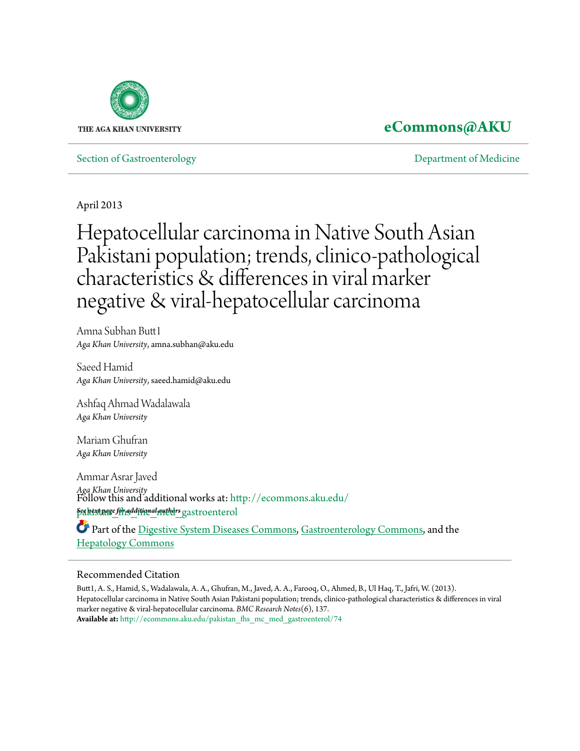THE AGA KHAN UNIVERSITY

**eCommons@AKU**

Section of Gastroenterology

Department of Medicine

April 2013

# Hepatocellular carcinoma in Native South Asian Pakistani population; trends, clinico-pathological characteristics & differences in viral marker negative & viral-hepatocellular carcinoma

Amna Subhan Butt1
*Aga Khan University*, amna.subhan@aku.edu

Saeed Hamid
*Aga Khan University*, saeed.hamid@aku.edu

Ashfaq Ahmad Wadalawala
*Aga Khan University*

Mariam Ghufran
*Aga Khan University*

Ammar Asrar Javed
*Aga Khan University*

*See next page for additional authors*

Follow this and additional works at: http://ecommons.aku.edu/pakistan_fhs_mc_med_gastroenterol

Part of the Digestive System Diseases Commons, Gastroenterology Commons, and the Hepatology Commons

## Recommended Citation

Butt1, A. S., Hamid, S., Wadalawala, A. A., Ghufran, M., Javed, A. A., Farooq, O., Ahmed, B., Ul Haq, T., Jafri, W. (2013). Hepatocellular carcinoma in Native South Asian Pakistani population; trends, clinico-pathological characteristics & differences in viral marker negative & viral-hepatocellular carcinoma. *BMC Research Notes*(6), 137.
**Available at:** http://ecommons.aku.edu/pakistan_fhs_mc_med_gastroenterol/74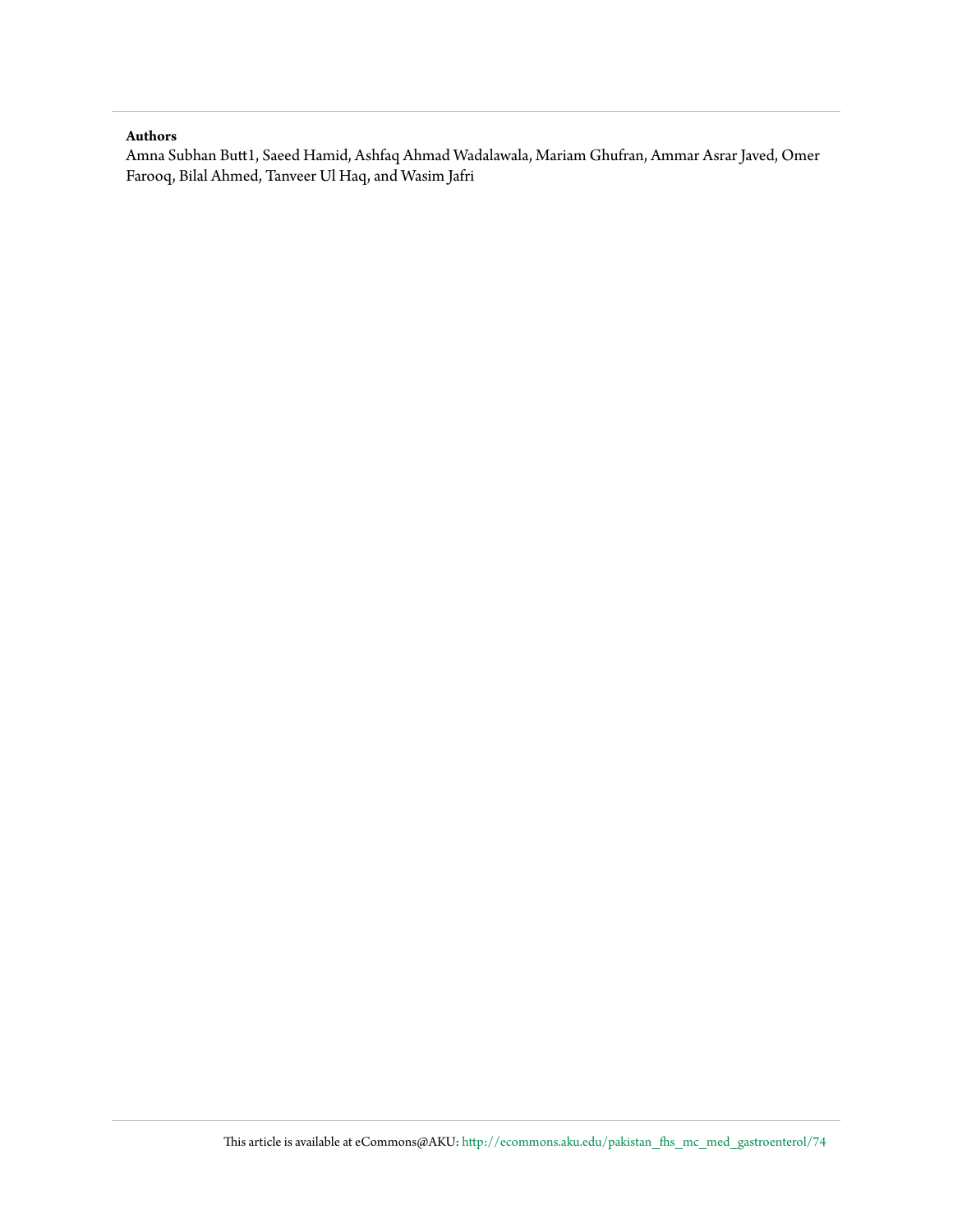**Authors**

Amna Subhan Butt1, Saeed Hamid, Ashfaq Ahmad Wadalawala, Mariam Ghufran, Ammar Asrar Javed, Omer Farooq, Bilal Ahmed, Tanveer Ul Haq, and Wasim Jafri

This article is available at eCommons@AKU: http://ecommons.aku.edu/pakistan_fhs_mc_med_gastroenterol/74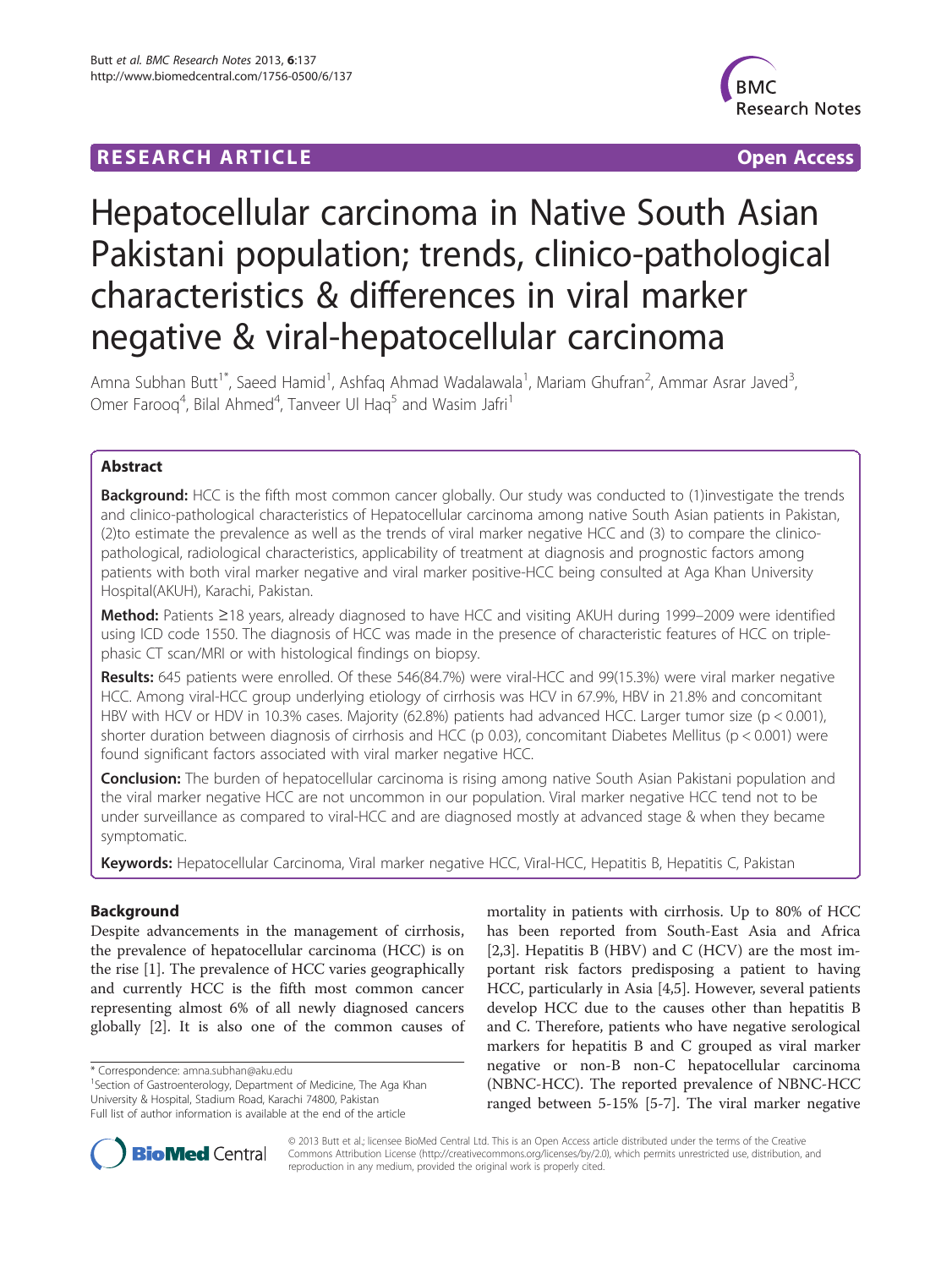# Hepatocellular carcinoma in Native South Asian Pakistani population; trends, clinico-pathological characteristics & differences in viral marker negative & viral-hepatocellular carcinoma

Amna Subhan Butt[1*], Saeed Hamid[1], Ashfaq Ahmad Wadalawala[1], Mariam Ghufran[2], Ammar Asrar Javed[3], Omer Farooq[4], Bilal Ahmed[4], Tanveer Ul Haq[5] and Wasim Jafri[1]

**RESEARCH ARTICLE** **Open Access**

## Abstract

**Background:** HCC is the fifth most common cancer globally. Our study was conducted to (1)investigate the trends and clinico-pathological characteristics of Hepatocellular carcinoma among native South Asian patients in Pakistan, (2)to estimate the prevalence as well as the trends of viral marker negative HCC and (3) to compare the clinico-pathological, radiological characteristics, applicability of treatment at diagnosis and prognostic factors among patients with both viral marker negative and viral marker positive-HCC being consulted at Aga Khan University Hospital(AKUH), Karachi, Pakistan.

**Method:** Patients ≥18 years, already diagnosed to have HCC and visiting AKUH during 1999–2009 were identified using ICD code 1550. The diagnosis of HCC was made in the presence of characteristic features of HCC on triple-phasic CT scan/MRI or with histological findings on biopsy.

**Results:** 645 patients were enrolled. Of these 546(84.7%) were viral-HCC and 99(15.3%) were viral marker negative HCC. Among viral-HCC group underlying etiology of cirrhosis was HCV in 67.9%, HBV in 21.8% and concomitant HBV with HCV or HDV in 10.3% cases. Majority (62.8%) patients had advanced HCC. Larger tumor size ($p < 0.001$), shorter duration between diagnosis of cirrhosis and HCC (p 0.03), concomitant Diabetes Mellitus ($p < 0.001$) were found significant factors associated with viral marker negative HCC.

**Conclusion:** The burden of hepatocellular carcinoma is rising among native South Asian Pakistani population and the viral marker negative HCC are not uncommon in our population. Viral marker negative HCC tend not to be under surveillance as compared to viral-HCC and are diagnosed mostly at advanced stage & when they became symptomatic.

**Keywords:** Hepatocellular Carcinoma, Viral marker negative HCC, Viral-HCC, Hepatitis B, Hepatitis C, Pakistan

## Background

Despite advancements in the management of cirrhosis, the prevalence of hepatocellular carcinoma (HCC) is on the rise [1]. The prevalence of HCC varies geographically and currently HCC is the fifth most common cancer representing almost 6% of all newly diagnosed cancers globally [2]. It is also one of the common causes of mortality in patients with cirrhosis. Up to 80% of HCC has been reported from South-East Asia and Africa [2,3]. Hepatitis B (HBV) and C (HCV) are the most important risk factors predisposing a patient to having HCC, particularly in Asia [4,5]. However, several patients develop HCC due to the causes other than hepatitis B and C. Therefore, patients who have negative serological markers for hepatitis B and C grouped as viral marker negative or non-B non-C hepatocellular carcinoma (NBNC-HCC). The reported prevalence of NBNC-HCC ranged between 5-15% [5-7]. The viral marker negative

\* Correspondence: amna.subhan@aku.edu
[1]Section of Gastroenterology, Department of Medicine, The Aga Khan University & Hospital, Stadium Road, Karachi 74800, Pakistan
Full list of author information is available at the end of the article

© 2013 Butt et al.; licensee BioMed Central Ltd. This is an Open Access article distributed under the terms of the Creative Commons Attribution License (http://creativecommons.org/licenses/by/2.0), which permits unrestricted use, distribution, and reproduction in any medium, provided the original work is properly cited.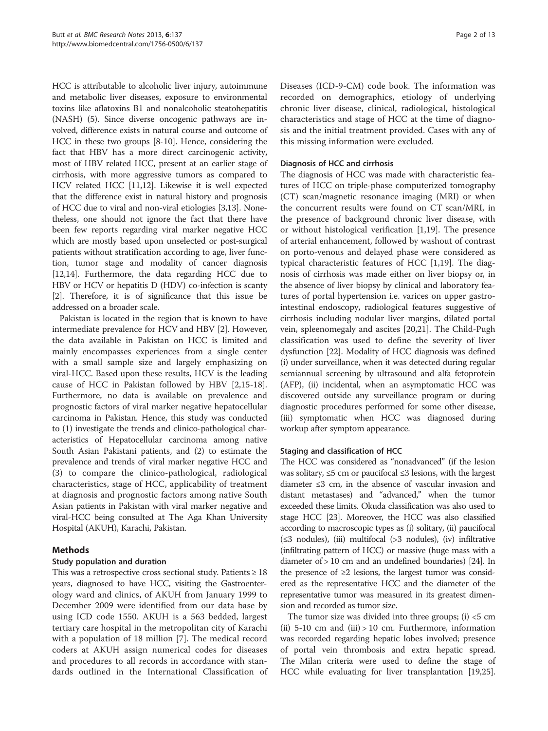HCC is attributable to alcoholic liver injury, autoimmune and metabolic liver diseases, exposure to environmental toxins like aflatoxins B1 and nonalcoholic steatohepatitis (NASH) (5). Since diverse oncogenic pathways are involved, difference exists in natural course and outcome of HCC in these two groups [8-10]. Hence, considering the fact that HBV has a more direct carcinogenic activity, most of HBV related HCC, present at an earlier stage of cirrhosis, with more aggressive tumors as compared to HCV related HCC [11,12]. Likewise it is well expected that the difference exist in natural history and prognosis of HCC due to viral and non-viral etiologies [3,13]. Nonetheless, one should not ignore the fact that there have been few reports regarding viral marker negative HCC which are mostly based upon unselected or post-surgical patients without stratification according to age, liver function, tumor stage and modality of cancer diagnosis [12,14]. Furthermore, the data regarding HCC due to HBV or HCV or hepatitis D (HDV) co-infection is scanty [2]. Therefore, it is of significance that this issue be addressed on a broader scale.

Pakistan is located in the region that is known to have intermediate prevalence for HCV and HBV [2]. However, the data available in Pakistan on HCC is limited and mainly encompasses experiences from a single center with a small sample size and largely emphasizing on viral-HCC. Based upon these results, HCV is the leading cause of HCC in Pakistan followed by HBV [2,15-18]. Furthermore, no data is available on prevalence and prognostic factors of viral marker negative hepatocellular carcinoma in Pakistan. Hence, this study was conducted to (1) investigate the trends and clinico-pathological characteristics of Hepatocellular carcinoma among native South Asian Pakistani patients, and (2) to estimate the prevalence and trends of viral marker negative HCC and (3) to compare the clinico-pathological, radiological characteristics, stage of HCC, applicability of treatment at diagnosis and prognostic factors among native South Asian patients in Pakistan with viral marker negative and viral-HCC being consulted at The Aga Khan University Hospital (AKUH), Karachi, Pakistan.

## Methods

### Study population and duration

This was a retrospective cross sectional study. Patients ≥ 18 years, diagnosed to have HCC, visiting the Gastroenterology ward and clinics, of AKUH from January 1999 to December 2009 were identified from our data base by using ICD code 1550. AKUH is a 563 bedded, largest tertiary care hospital in the metropolitan city of Karachi with a population of 18 million [7]. The medical record coders at AKUH assign numerical codes for diseases and procedures to all records in accordance with standards outlined in the International Classification of Diseases (ICD-9-CM) code book. The information was recorded on demographics, etiology of underlying chronic liver disease, clinical, radiological, histological characteristics and stage of HCC at the time of diagnosis and the initial treatment provided. Cases with any of this missing information were excluded.

### Diagnosis of HCC and cirrhosis

The diagnosis of HCC was made with characteristic features of HCC on triple-phase computerized tomography (CT) scan/magnetic resonance imaging (MRI) or when the concurrent results were found on CT scan/MRI, in the presence of background chronic liver disease, with or without histological verification [1,19]. The presence of arterial enhancement, followed by washout of contrast on porto-venous and delayed phase were considered as typical characteristic features of HCC [1,19]. The diagnosis of cirrhosis was made either on liver biopsy or, in the absence of liver biopsy by clinical and laboratory features of portal hypertension i.e. varices on upper gastrointestinal endoscopy, radiological features suggestive of cirrhosis including nodular liver margins, dilated portal vein, spleenomegaly and ascites [20,21]. The Child-Pugh classification was used to define the severity of liver dysfunction [22]. Modality of HCC diagnosis was defined (i) under surveillance, when it was detected during regular semiannual screening by ultrasound and alfa fetoprotein (AFP), (ii) incidental, when an asymptomatic HCC was discovered outside any surveillance program or during diagnostic procedures performed for some other disease, (iii) symptomatic when HCC was diagnosed during workup after symptom appearance.

### Staging and classification of HCC

The HCC was considered as "nonadvanced" (if the lesion was solitary, ≤5 cm or paucifocal ≤3 lesions, with the largest diameter ≤3 cm, in the absence of vascular invasion and distant metastases) and "advanced," when the tumor exceeded these limits. Okuda classification was also used to stage HCC [23]. Moreover, the HCC was also classified according to macroscopic types as (i) solitary, (ii) paucifocal (≤3 nodules), (iii) multifocal (>3 nodules), (iv) infiltrative (infiltrating pattern of HCC) or massive (huge mass with a diameter of > 10 cm and an undefined boundaries) [24]. In the presence of ≥2 lesions, the largest tumor was considered as the representative HCC and the diameter of the representative tumor was measured in its greatest dimension and recorded as tumor size.

The tumor size was divided into three groups; (i) <5 cm (ii) 5-10 cm and (iii) > 10 cm. Furthermore, information was recorded regarding hepatic lobes involved; presence of portal vein thrombosis and extra hepatic spread. The Milan criteria were used to define the stage of HCC while evaluating for liver transplantation [19,25].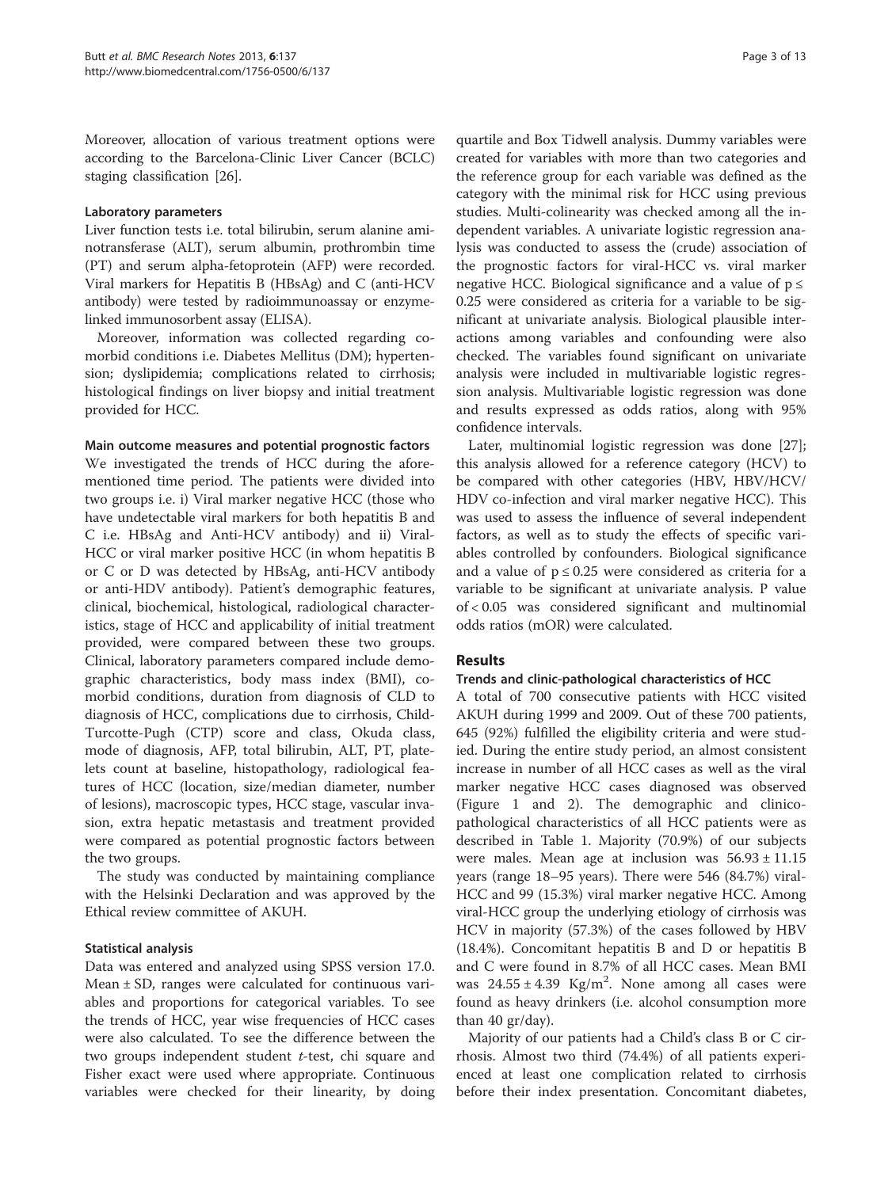Moreover, allocation of various treatment options were according to the Barcelona-Clinic Liver Cancer (BCLC) staging classification [26].

#### Laboratory parameters

Liver function tests i.e. total bilirubin, serum alanine aminotransferase (ALT), serum albumin, prothrombin time (PT) and serum alpha-fetoprotein (AFP) were recorded. Viral markers for Hepatitis B (HBsAg) and C (anti-HCV antibody) were tested by radioimmunoassay or enzyme-linked immunosorbent assay (ELISA).

Moreover, information was collected regarding co-morbid conditions i.e. Diabetes Mellitus (DM); hypertension; dyslipidemia; complications related to cirrhosis; histological findings on liver biopsy and initial treatment provided for HCC.

#### Main outcome measures and potential prognostic factors

We investigated the trends of HCC during the aforementioned time period. The patients were divided into two groups i.e. i) Viral marker negative HCC (those who have undetectable viral markers for both hepatitis B and C i.e. HBsAg and Anti-HCV antibody) and ii) Viral-HCC or viral marker positive HCC (in whom hepatitis B or C or D was detected by HBsAg, anti-HCV antibody or anti-HDV antibody). Patient's demographic features, clinical, biochemical, histological, radiological characteristics, stage of HCC and applicability of initial treatment provided, were compared between these two groups. Clinical, laboratory parameters compared include demographic characteristics, body mass index (BMI), co-morbid conditions, duration from diagnosis of CLD to diagnosis of HCC, complications due to cirrhosis, Child-Turcotte-Pugh (CTP) score and class, Okuda class, mode of diagnosis, AFP, total bilirubin, ALT, PT, platelets count at baseline, histopathology, radiological features of HCC (location, size/median diameter, number of lesions), macroscopic types, HCC stage, vascular invasion, extra hepatic metastasis and treatment provided were compared as potential prognostic factors between the two groups.

The study was conducted by maintaining compliance with the Helsinki Declaration and was approved by the Ethical review committee of AKUH.

#### Statistical analysis

Data was entered and analyzed using SPSS version 17.0. Mean ± SD, ranges were calculated for continuous variables and proportions for categorical variables. To see the trends of HCC, year wise frequencies of HCC cases were also calculated. To see the difference between the two groups independent student *t*-test, chi square and Fisher exact were used where appropriate. Continuous variables were checked for their linearity, by doing quartile and Box Tidwell analysis. Dummy variables were created for variables with more than two categories and the reference group for each variable was defined as the category with the minimal risk for HCC using previous studies. Multi-colinearity was checked among all the independent variables. A univariate logistic regression analysis was conducted to assess the (crude) association of the prognostic factors for viral-HCC vs. viral marker negative HCC. Biological significance and a value of $p \leq 0.25$ were considered as criteria for a variable to be significant at univariate analysis. Biological plausible interactions among variables and confounding were also checked. The variables found significant on univariate analysis were included in multivariable logistic regression analysis. Multivariable logistic regression was done and results expressed as odds ratios, along with 95% confidence intervals.

Later, multinomial logistic regression was done [27]; this analysis allowed for a reference category (HCV) to be compared with other categories (HBV, HBV/HCV/HDV co-infection and viral marker negative HCC). This was used to assess the influence of several independent factors, as well as to study the effects of specific variables controlled by confounders. Biological significance and a value of $p \leq 0.25$ were considered as criteria for a variable to be significant at univariate analysis. P value of $< 0.05$ was considered significant and multinomial odds ratios (mOR) were calculated.

## Results

#### Trends and clinic-pathological characteristics of HCC

A total of 700 consecutive patients with HCC visited AKUH during 1999 and 2009. Out of these 700 patients, 645 (92%) fulfilled the eligibility criteria and were studied. During the entire study period, an almost consistent increase in number of all HCC cases as well as the viral marker negative HCC cases diagnosed was observed (Figure 1 and 2). The demographic and clinicopathological characteristics of all HCC patients were as described in Table 1. Majority (70.9%) of our subjects were males. Mean age at inclusion was 56.93 ± 11.15 years (range 18–95 years). There were 546 (84.7%) viral-HCC and 99 (15.3%) viral marker negative HCC. Among viral-HCC group the underlying etiology of cirrhosis was HCV in majority (57.3%) of the cases followed by HBV (18.4%). Concomitant hepatitis B and D or hepatitis B and C were found in 8.7% of all HCC cases. Mean BMI was 24.55 ± 4.39 Kg/m$^2$. None among all cases were found as heavy drinkers (i.e. alcohol consumption more than 40 gr/day).

Majority of our patients had a Child's class B or C cirrhosis. Almost two third (74.4%) of all patients experienced at least one complication related to cirrhosis before their index presentation. Concomitant diabetes,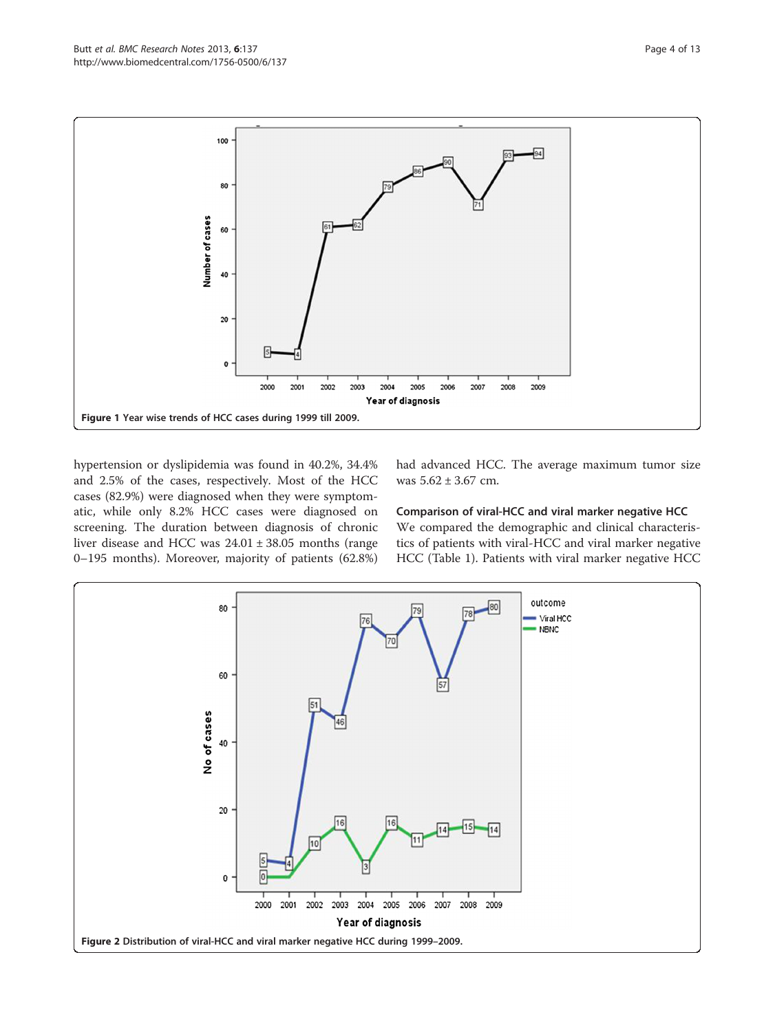100
80
60
40
20
0
Number of cases
5
4
61
62
79
86
90
71
93
94
2000
2001
2002
2003
2004
2005
2006
2007
2008
2009
Year of diagnosis

**Figure 1** Year wise trends of HCC cases during 1999 till 2009.

hypertension or dyslipidemia was found in 40.2%, 34.4% and 2.5% of the cases, respectively. Most of the HCC cases (82.9%) were diagnosed when they were symptomatic, while only 8.2% HCC cases were diagnosed on screening. The duration between diagnosis of chronic liver disease and HCC was 24.01 ± 38.05 months (range 0–195 months). Moreover, majority of patients (62.8%) had advanced HCC. The average maximum tumor size was 5.62 ± 3.67 cm.

### Comparison of viral-HCC and viral marker negative HCC

We compared the demographic and clinical characteristics of patients with viral-HCC and viral marker negative HCC (Table 1). Patients with viral marker negative HCC

outcome
Viral HCC
NBNC
80
60
40
20
0
No of cases
5
4
51
46
76
70
79
57
78
80
0
0
10
16
3
16
11
14
15
14
2000
2001
2002
2003
2004
2005
2006
2007
2008
2009
Year of diagnosis

**Figure 2** Distribution of viral-HCC and viral marker negative HCC during 1999–2009.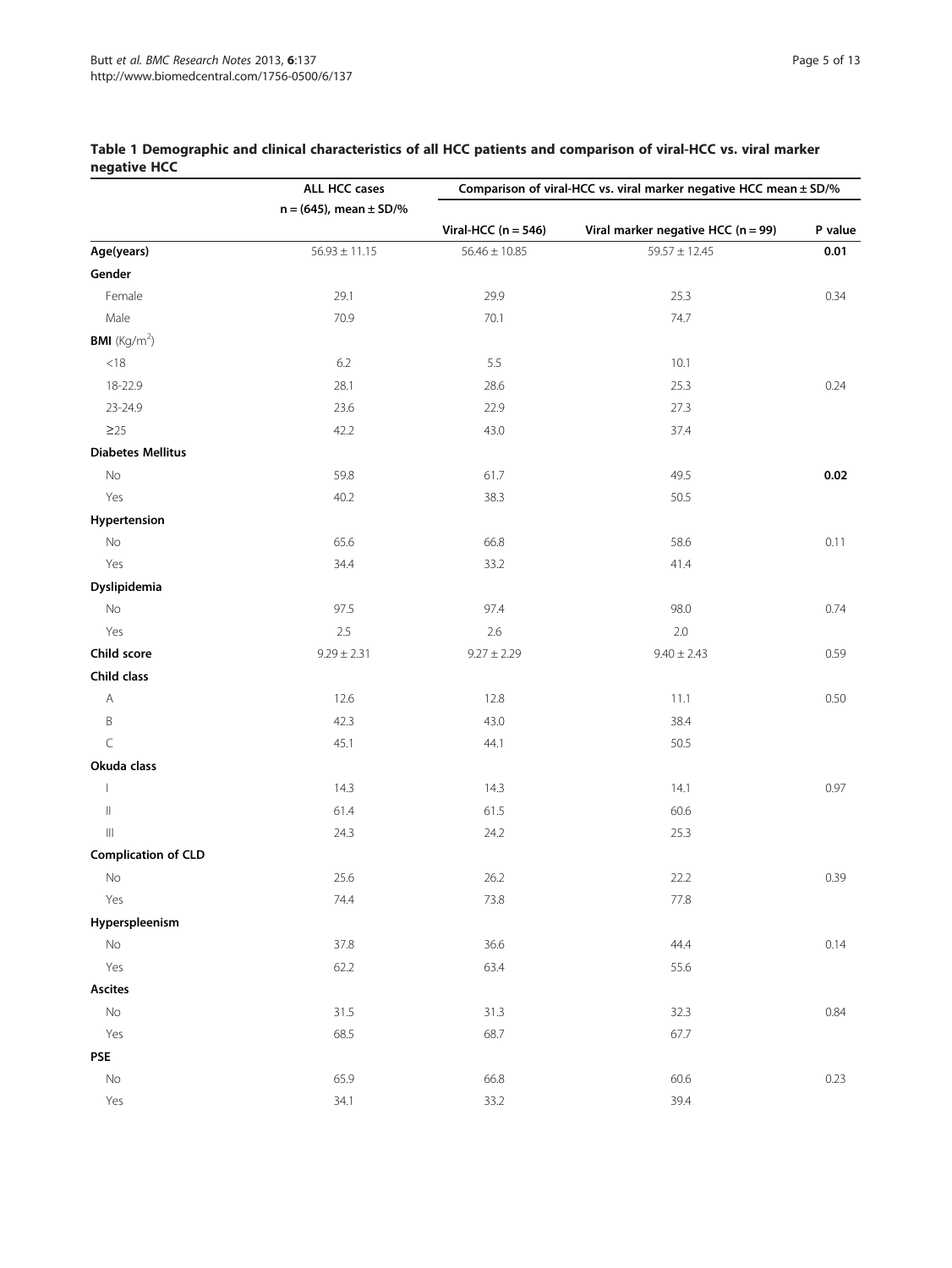**Table 1 Demographic and clinical characteristics of all HCC patients and comparison of viral-HCC vs. viral marker negative HCC**

| | ALL HCC cases | Comparison of viral-HCC vs. viral marker negative HCC mean ± SD/% | | |
|---|---|---|---|---|
| | n = (645), mean ± SD/% | Viral-HCC (n = 546) | Viral marker negative HCC (n = 99) | P value |
| **Age(years)** | 56.93 ± 11.15 | 56.46 ± 10.85 | 59.57 ± 12.45 | **0.01** |
| **Gender** | | | | |
| Female | 29.1 | 29.9 | 25.3 | 0.34 |
| Male | 70.9 | 70.1 | 74.7 | |
| **BMI** (Kg/m$^2$) | | | | |
| <18 | 6.2 | 5.5 | 10.1 | |
| 18-22.9 | 28.1 | 28.6 | 25.3 | 0.24 |
| 23-24.9 | 23.6 | 22.9 | 27.3 | |
| ≥25 | 42.2 | 43.0 | 37.4 | |
| **Diabetes Mellitus** | | | | |
| No | 59.8 | 61.7 | 49.5 | **0.02** |
| Yes | 40.2 | 38.3 | 50.5 | |
| **Hypertension** | | | | |
| No | 65.6 | 66.8 | 58.6 | 0.11 |
| Yes | 34.4 | 33.2 | 41.4 | |
| **Dyslipidemia** | | | | |
| No | 97.5 | 97.4 | 98.0 | 0.74 |
| Yes | 2.5 | 2.6 | 2.0 | |
| **Child score** | 9.29 ± 2.31 | 9.27 ± 2.29 | 9.40 ± 2.43 | 0.59 |
| **Child class** | | | | |
| A | 12.6 | 12.8 | 11.1 | 0.50 |
| B | 42.3 | 43.0 | 38.4 | |
| C | 45.1 | 44.1 | 50.5 | |
| **Okuda class** | | | | |
| I | 14.3 | 14.3 | 14.1 | 0.97 |
| II | 61.4 | 61.5 | 60.6 | |
| III | 24.3 | 24.2 | 25.3 | |
| **Complication of CLD** | | | | |
| No | 25.6 | 26.2 | 22.2 | 0.39 |
| Yes | 74.4 | 73.8 | 77.8 | |
| **Hyperspleenism** | | | | |
| No | 37.8 | 36.6 | 44.4 | 0.14 |
| Yes | 62.2 | 63.4 | 55.6 | |
| **Ascites** | | | | |
| No | 31.5 | 31.3 | 32.3 | 0.84 |
| Yes | 68.5 | 68.7 | 67.7 | |
| **PSE** | | | | |
| No | 65.9 | 66.8 | 60.6 | 0.23 |
| Yes | 34.1 | 33.2 | 39.4 | |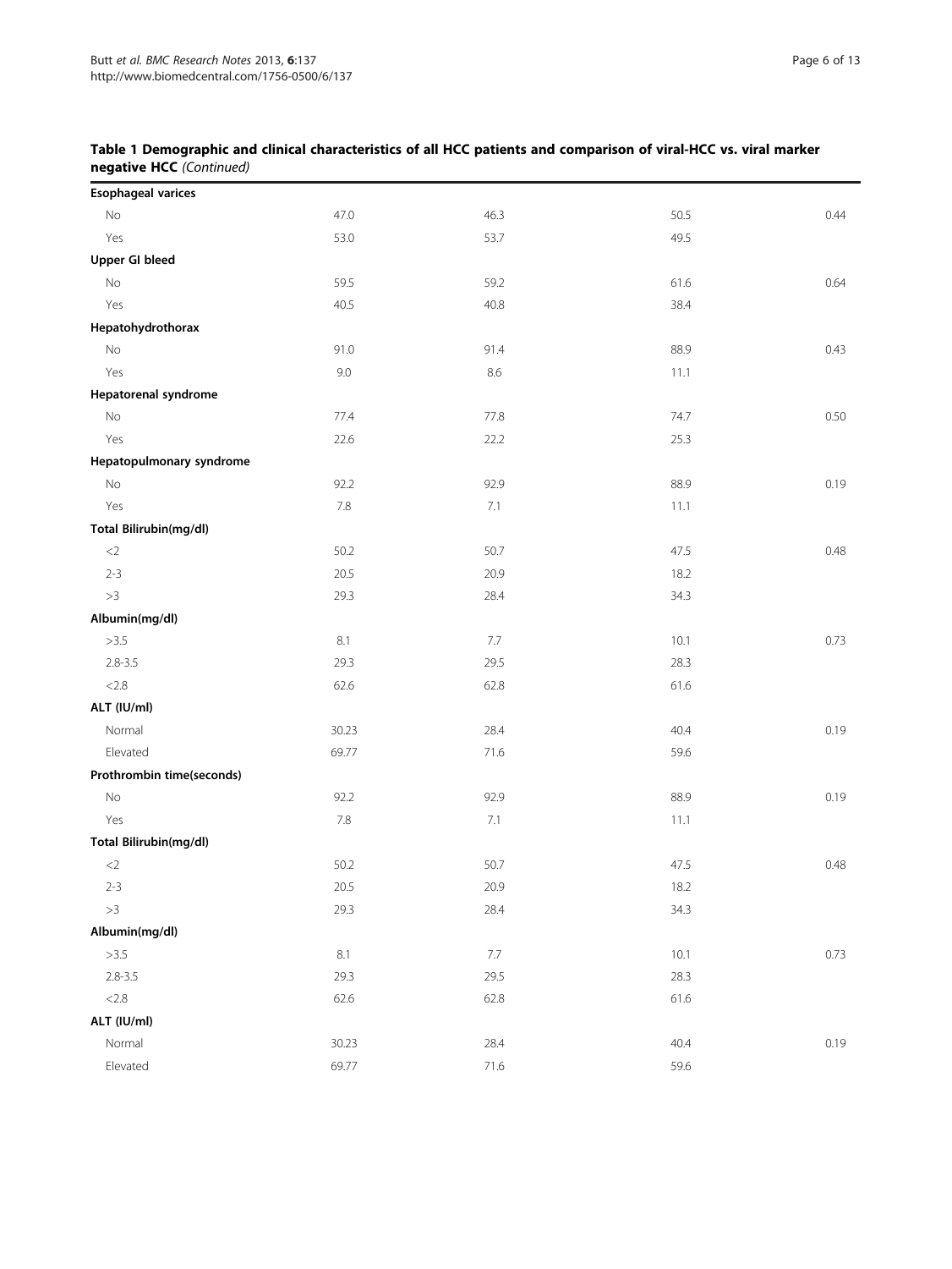**Table 1 Demographic and clinical characteristics of all HCC patients and comparison of viral-HCC vs. viral marker negative HCC** *(Continued)*

| | | | | |
|---|---|---|---|---|
| **Esophageal varices** | | | | |
| No | 47.0 | 46.3 | 50.5 | 0.44 |
| Yes | 53.0 | 53.7 | 49.5 | |
| **Upper GI bleed** | | | | |
| No | 59.5 | 59.2 | 61.6 | 0.64 |
| Yes | 40.5 | 40.8 | 38.4 | |
| **Hepatohydrothorax** | | | | |
| No | 91.0 | 91.4 | 88.9 | 0.43 |
| Yes | 9.0 | 8.6 | 11.1 | |
| **Hepatorenal syndrome** | | | | |
| No | 77.4 | 77.8 | 74.7 | 0.50 |
| Yes | 22.6 | 22.2 | 25.3 | |
| **Hepatopulmonary syndrome** | | | | |
| No | 92.2 | 92.9 | 88.9 | 0.19 |
| Yes | 7.8 | 7.1 | 11.1 | |
| **Total Bilirubin(mg/dl)** | | | | |
| <2 | 50.2 | 50.7 | 47.5 | 0.48 |
| 2-3 | 20.5 | 20.9 | 18.2 | |
| >3 | 29.3 | 28.4 | 34.3 | |
| **Albumin(mg/dl)** | | | | |
| >3.5 | 8.1 | 7.7 | 10.1 | 0.73 |
| 2.8-3.5 | 29.3 | 29.5 | 28.3 | |
| <2.8 | 62.6 | 62.8 | 61.6 | |
| **ALT (IU/ml)** | | | | |
| Normal | 30.23 | 28.4 | 40.4 | 0.19 |
| Elevated | 69.77 | 71.6 | 59.6 | |
| **Prothrombin time(seconds)** | | | | |
| No | 92.2 | 92.9 | 88.9 | 0.19 |
| Yes | 7.8 | 7.1 | 11.1 | |
| **Total Bilirubin(mg/dl)** | | | | |
| <2 | 50.2 | 50.7 | 47.5 | 0.48 |
| 2-3 | 20.5 | 20.9 | 18.2 | |
| >3 | 29.3 | 28.4 | 34.3 | |
| **Albumin(mg/dl)** | | | | |
| >3.5 | 8.1 | 7.7 | 10.1 | 0.73 |
| 2.8-3.5 | 29.3 | 29.5 | 28.3 | |
| <2.8 | 62.6 | 62.8 | 61.6 | |
| **ALT (IU/ml)** | | | | |
| Normal | 30.23 | 28.4 | 40.4 | 0.19 |
| Elevated | 69.77 | 71.6 | 59.6 | |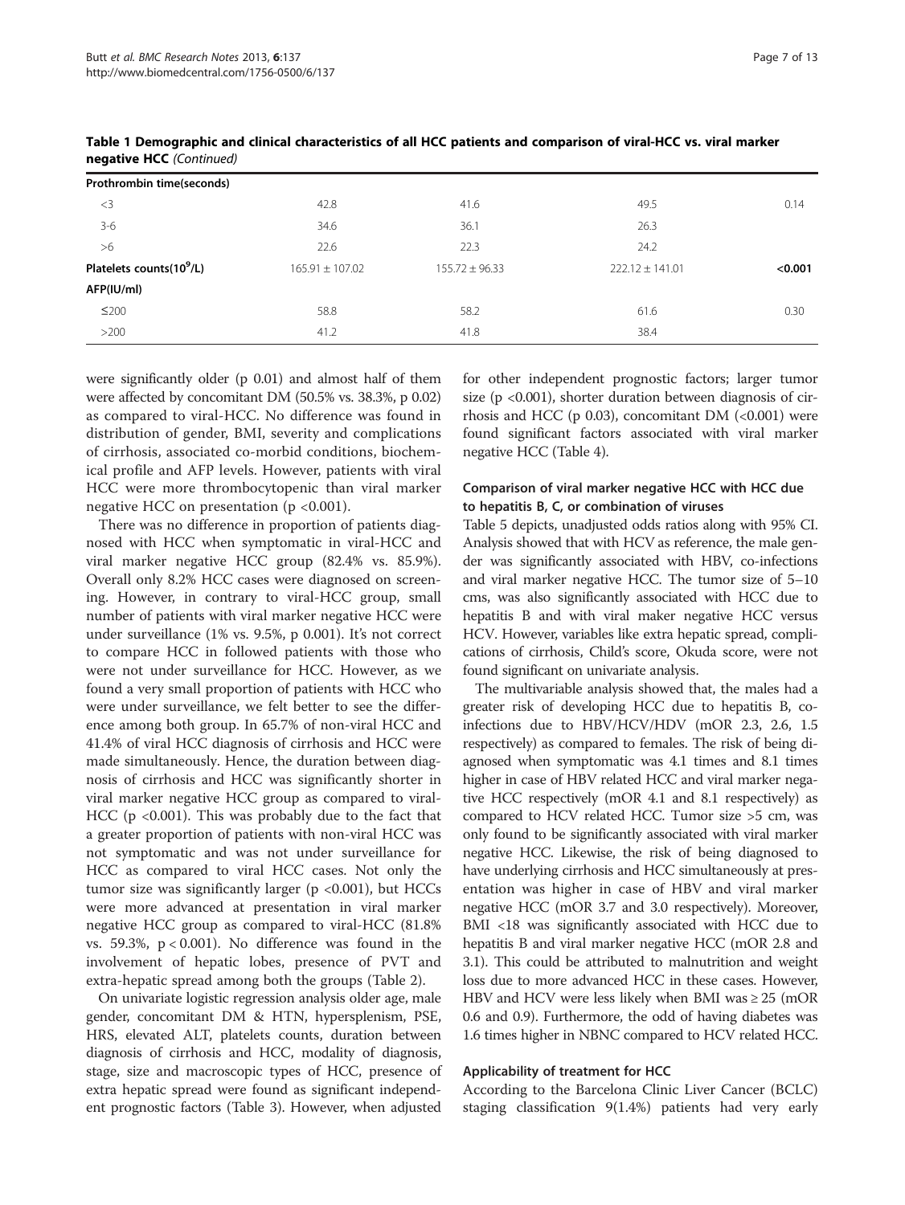**Table 1 Demographic and clinical characteristics of all HCC patients and comparison of viral-HCC vs. viral marker negative HCC** *(Continued)*

| | | | | |
|---|---|---|---|---|
| **Prothrombin time(seconds)** | | | | |
| <3 | 42.8 | 41.6 | 49.5 | 0.14 |
| 3-6 | 34.6 | 36.1 | 26.3 | |
| >6 | 22.6 | 22.3 | 24.2 | |
| **Platelets counts($10^9$/L)** | 165.91 ± 107.02 | 155.72 ± 96.33 | 222.12 ± 141.01 | **<0.001** |
| **AFP(IU/ml)** | | | | |
| ≤200 | 58.8 | 58.2 | 61.6 | 0.30 |
| >200 | 41.2 | 41.8 | 38.4 | |

were significantly older (p 0.01) and almost half of them were affected by concomitant DM (50.5% vs. 38.3%, p 0.02) as compared to viral-HCC. No difference was found in distribution of gender, BMI, severity and complications of cirrhosis, associated co-morbid conditions, biochemical profile and AFP levels. However, patients with viral HCC were more thrombocytopenic than viral marker negative HCC on presentation (p <0.001).

There was no difference in proportion of patients diagnosed with HCC when symptomatic in viral-HCC and viral marker negative HCC group (82.4% vs. 85.9%). Overall only 8.2% HCC cases were diagnosed on screening. However, in contrary to viral-HCC group, small number of patients with viral marker negative HCC were under surveillance (1% vs. 9.5%, p 0.001). It's not correct to compare HCC in followed patients with those who were not under surveillance for HCC. However, as we found a very small proportion of patients with HCC who were under surveillance, we felt better to see the difference among both group. In 65.7% of non-viral HCC and 41.4% of viral HCC diagnosis of cirrhosis and HCC were made simultaneously. Hence, the duration between diagnosis of cirrhosis and HCC was significantly shorter in viral marker negative HCC group as compared to viral-HCC (p <0.001). This was probably due to the fact that a greater proportion of patients with non-viral HCC was not symptomatic and was not under surveillance for HCC as compared to viral HCC cases. Not only the tumor size was significantly larger (p <0.001), but HCCs were more advanced at presentation in viral marker negative HCC group as compared to viral-HCC (81.8% vs. 59.3%, p < 0.001). No difference was found in the involvement of hepatic lobes, presence of PVT and extra-hepatic spread among both the groups (Table 2).

On univariate logistic regression analysis older age, male gender, concomitant DM & HTN, hypersplenism, PSE, HRS, elevated ALT, platelets counts, duration between diagnosis of cirrhosis and HCC, modality of diagnosis, stage, size and macroscopic types of HCC, presence of extra hepatic spread were found as significant independent prognostic factors (Table 3). However, when adjusted for other independent prognostic factors; larger tumor size (p <0.001), shorter duration between diagnosis of cirrhosis and HCC (p 0.03), concomitant DM (<0.001) were found significant factors associated with viral marker negative HCC (Table 4).

### Comparison of viral marker negative HCC with HCC due to hepatitis B, C, or combination of viruses

Table 5 depicts, unadjusted odds ratios along with 95% CI. Analysis showed that with HCV as reference, the male gender was significantly associated with HBV, co-infections and viral marker negative HCC. The tumor size of 5–10 cms, was also significantly associated with HCC due to hepatitis B and with viral maker negative HCC versus HCV. However, variables like extra hepatic spread, complications of cirrhosis, Child's score, Okuda score, were not found significant on univariate analysis.

The multivariable analysis showed that, the males had a greater risk of developing HCC due to hepatitis B, co-infections due to HBV/HCV/HDV (mOR 2.3, 2.6, 1.5 respectively) as compared to females. The risk of being diagnosed when symptomatic was 4.1 times and 8.1 times higher in case of HBV related HCC and viral marker negative HCC respectively (mOR 4.1 and 8.1 respectively) as compared to HCV related HCC. Tumor size >5 cm, was only found to be significantly associated with viral marker negative HCC. Likewise, the risk of being diagnosed to have underlying cirrhosis and HCC simultaneously at presentation was higher in case of HBV and viral marker negative HCC (mOR 3.7 and 3.0 respectively). Moreover, BMI <18 was significantly associated with HCC due to hepatitis B and viral marker negative HCC (mOR 2.8 and 3.1). This could be attributed to malnutrition and weight loss due to more advanced HCC in these cases. However, HBV and HCV were less likely when BMI was ≥ 25 (mOR 0.6 and 0.9). Furthermore, the odd of having diabetes was 1.6 times higher in NBNC compared to HCV related HCC.

### Applicability of treatment for HCC

According to the Barcelona Clinic Liver Cancer (BCLC) staging classification 9(1.4%) patients had very early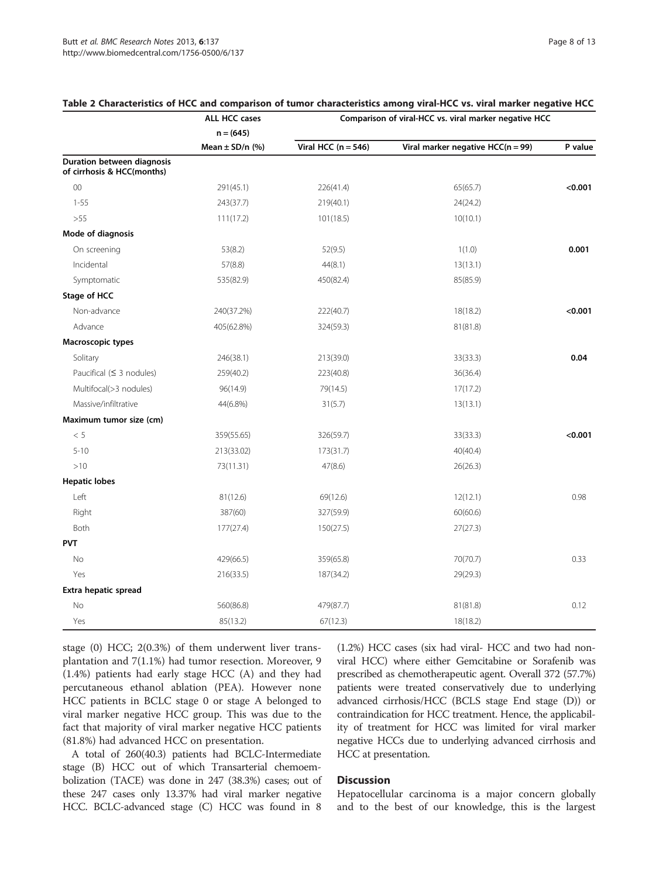**Table 2 Characteristics of HCC and comparison of tumor characteristics among viral-HCC vs. viral marker negative HCC**

| | ALL HCC cases n = (645) | Comparison of viral-HCC vs. viral marker negative HCC | | |
|---|---|---|---|---|
| | Mean ± SD/n (%) | Viral HCC (n = 546) | Viral marker negative HCC(n = 99) | P value |
| **Duration between diagnosis of cirrhosis & HCC(months)** | | | | |
| 00 | 291(45.1) | 226(41.4) | 65(65.7) | **<0.001** |
| 1-55 | 243(37.7) | 219(40.1) | 24(24.2) | |
| >55 | 111(17.2) | 101(18.5) | 10(10.1) | |
| **Mode of diagnosis** | | | | |
| On screening | 53(8.2) | 52(9.5) | 1(1.0) | **0.001** |
| Incidental | 57(8.8) | 44(8.1) | 13(13.1) | |
| Symptomatic | 535(82.9) | 450(82.4) | 85(85.9) | |
| **Stage of HCC** | | | | |
| Non-advance | 240(37.2%) | 222(40.7) | 18(18.2) | **<0.001** |
| Advance | 405(62.8%) | 324(59.3) | 81(81.8) | |
| **Macroscopic types** | | | | |
| Solitary | 246(38.1) | 213(39.0) | 33(33.3) | **0.04** |
| Paucifical (≤ 3 nodules) | 259(40.2) | 223(40.8) | 36(36.4) | |
| Multifocal(>3 nodules) | 96(14.9) | 79(14.5) | 17(17.2) | |
| Massive/infiltrative | 44(6.8%) | 31(5.7) | 13(13.1) | |
| **Maximum tumor size (cm)** | | | | |
| < 5 | 359(55.65) | 326(59.7) | 33(33.3) | **<0.001** |
| 5-10 | 213(33.02) | 173(31.7) | 40(40.4) | |
| >10 | 73(11.31) | 47(8.6) | 26(26.3) | |
| **Hepatic lobes** | | | | |
| Left | 81(12.6) | 69(12.6) | 12(12.1) | 0.98 |
| Right | 387(60) | 327(59.9) | 60(60.6) | |
| Both | 177(27.4) | 150(27.5) | 27(27.3) | |
| **PVT** | | | | |
| No | 429(66.5) | 359(65.8) | 70(70.7) | 0.33 |
| Yes | 216(33.5) | 187(34.2) | 29(29.3) | |
| **Extra hepatic spread** | | | | |
| No | 560(86.8) | 479(87.7) | 81(81.8) | 0.12 |
| Yes | 85(13.2) | 67(12.3) | 18(18.2) | |

stage (0) HCC; 2(0.3%) of them underwent liver transplantation and 7(1.1%) had tumor resection. Moreover, 9 (1.4%) patients had early stage HCC (A) and they had percutaneous ethanol ablation (PEA). However none HCC patients in BCLC stage 0 or stage A belonged to viral marker negative HCC group. This was due to the fact that majority of viral marker negative HCC patients (81.8%) had advanced HCC on presentation.

A total of 260(40.3) patients had BCLC-Intermediate stage (B) HCC out of which Transarterial chemoembolization (TACE) was done in 247 (38.3%) cases; out of these 247 cases only 13.37% had viral marker negative HCC. BCLC-advanced stage (C) HCC was found in 8 (1.2%) HCC cases (six had viral- HCC and two had non-viral HCC) where either Gemcitabine or Sorafenib was prescribed as chemotherapeutic agent. Overall 372 (57.7%) patients were treated conservatively due to underlying advanced cirrhosis/HCC (BCLS stage End stage (D)) or contraindication for HCC treatment. Hence, the applicability of treatment for HCC was limited for viral marker negative HCCs due to underlying advanced cirrhosis and HCC at presentation.

## Discussion

Hepatocellular carcinoma is a major concern globally and to the best of our knowledge, this is the largest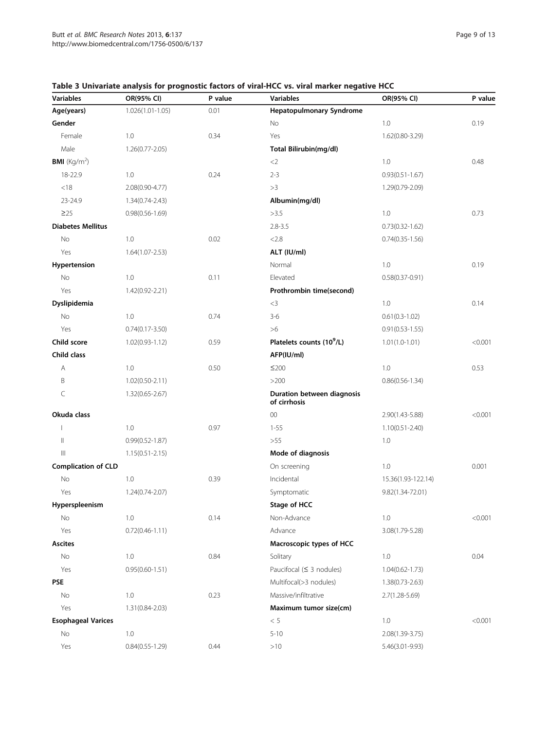**Table 3 Univariate analysis for prognostic factors of viral-HCC vs. viral marker negative HCC**

| Variables | OR(95% CI) | P value | Variables | OR(95% CI) | P value |
|---|---|---|---|---|---|
| **Age(years)** | 1.026(1.01-1.05) | 0.01 | **Hepatopulmonary Syndrome** | | |
| **Gender** | | | No | 1.0 | 0.19 |
| Female | 1.0 | 0.34 | Yes | 1.62(0.80-3.29) | |
| Male | 1.26(0.77-2.05) | | **Total Bilirubin(mg/dl)** | | |
| **BMI** (Kg/m$^2$) | | | <2 | 1.0 | 0.48 |
| 18-22.9 | 1.0 | 0.24 | 2-3 | 0.93(0.51-1.67) | |
| <18 | 2.08(0.90-4.77) | | >3 | 1.29(0.79-2.09) | |
| 23-24.9 | 1.34(0.74-2.43) | | **Albumin(mg/dl)** | | |
| ≥25 | 0.98(0.56-1.69) | | >3.5 | 1.0 | 0.73 |
| **Diabetes Mellitus** | | | 2.8-3.5 | 0.73(0.32-1.62) | |
| No | 1.0 | 0.02 | <2.8 | 0.74(0.35-1.56) | |
| Yes | 1.64(1.07-2.53) | | **ALT (IU/ml)** | | |
| **Hypertension** | | | Normal | 1.0 | 0.19 |
| No | 1.0 | 0.11 | Elevated | 0.58(0.37-0.91) | |
| Yes | 1.42(0.92-2.21) | | **Prothrombin time(second)** | | |
| **Dyslipidemia** | | | <3 | 1.0 | 0.14 |
| No | 1.0 | 0.74 | 3-6 | 0.61(0.3-1.02) | |
| Yes | 0.74(0.17-3.50) | | >6 | 0.91(0.53-1.55) | |
| **Child score** | 1.02(0.93-1.12) | 0.59 | **Platelets counts (10$^9$/L)** | 1.01(1.0-1.01) | <0.001 |
| **Child class** | | | **AFP(IU/ml)** | | |
| A | 1.0 | 0.50 | ≤200 | 1.0 | 0.53 |
| B | 1.02(0.50-2.11) | | >200 | 0.86(0.56-1.34) | |
| C | 1.32(0.65-2.67) | | **Duration between diagnosis of cirrhosis** | | |
| **Okuda class** | | | 00 | 2.90(1.43-5.88) | <0.001 |
| I | 1.0 | 0.97 | 1-55 | 1.10(0.51-2.40) | |
| II | 0.99(0.52-1.87) | | >55 | 1.0 | |
| III | 1.15(0.51-2.15) | | **Mode of diagnosis** | | |
| **Complication of CLD** | | | On screening | 1.0 | 0.001 |
| No | 1.0 | 0.39 | Incidental | 15.36(1.93-122.14) | |
| Yes | 1.24(0.74-2.07) | | Symptomatic | 9.82(1.34-72.01) | |
| **Hyperspleenism** | | | **Stage of HCC** | | |
| No | 1.0 | 0.14 | Non-Advance | 1.0 | <0.001 |
| Yes | 0.72(0.46-1.11) | | Advance | 3.08(1.79-5.28) | |
| **Ascites** | | | **Macroscopic types of HCC** | | |
| No | 1.0 | 0.84 | Solitary | 1.0 | 0.04 |
| Yes | 0.95(0.60-1.51) | | Paucifocal (≤ 3 nodules) | 1.04(0.62-1.73) | |
| **PSE** | | | Multifocal(>3 nodules) | 1.38(0.73-2.63) | |
| No | 1.0 | 0.23 | Massive/infiltrative | 2.7(1.28-5.69) | |
| Yes | 1.31(0.84-2.03) | | **Maximum tumor size(cm)** | | |
| **Esophageal Varices** | | | < 5 | 1.0 | <0.001 |
| No | 1.0 | | 5-10 | 2.08(1.39-3.75) | |
| Yes | 0.84(0.55-1.29) | 0.44 | >10 | 5.46(3.01-9.93) | |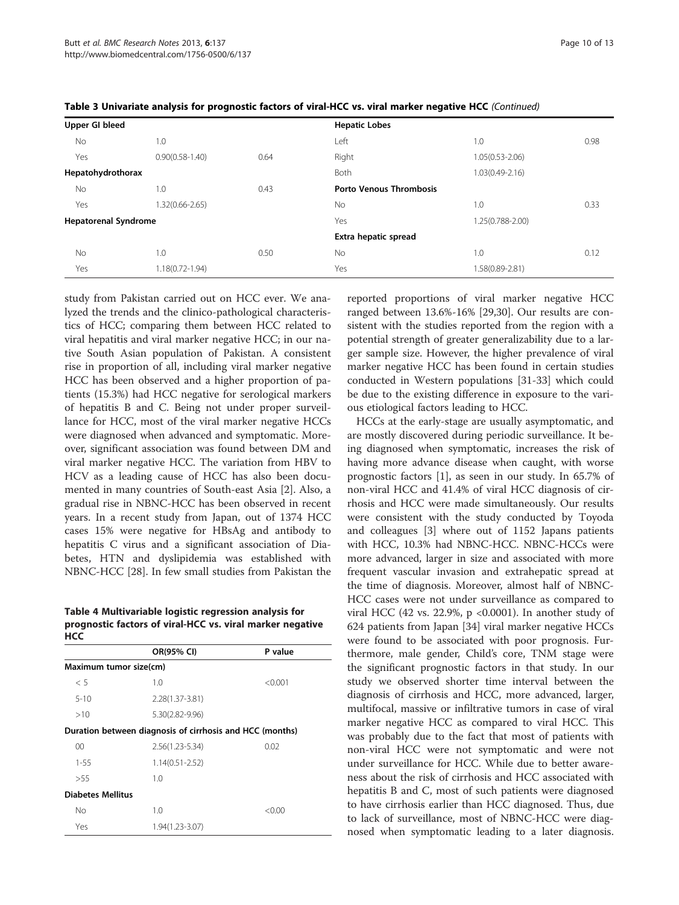**Table 3 Univariate analysis for prognostic factors of viral-HCC vs. viral marker negative HCC** *(Continued)*

| | | | | | |
|---|---|---|---|---|---|
| **Upper GI bleed** | | | **Hepatic Lobes** | | |
| No | 1.0 | | Left | 1.0 | 0.98 |
| Yes | 0.90(0.58-1.40) | 0.64 | Right | 1.05(0.53-2.06) | |
| **Hepatohydrothorax** | | | Both | 1.03(0.49-2.16) | |
| No | 1.0 | 0.43 | **Porto Venous Thrombosis** | | |
| Yes | 1.32(0.66-2.65) | | No | 1.0 | 0.33 |
| **Hepatorenal Syndrome** | | | Yes | 1.25(0.788-2.00) | |
| | | | **Extra hepatic spread** | | |
| No | 1.0 | 0.50 | No | 1.0 | 0.12 |
| Yes | 1.18(0.72-1.94) | | Yes | 1.58(0.89-2.81) | |

study from Pakistan carried out on HCC ever. We analyzed the trends and the clinico-pathological characteristics of HCC; comparing them between HCC related to viral hepatitis and viral marker negative HCC; in our native South Asian population of Pakistan. A consistent rise in proportion of all, including viral marker negative HCC has been observed and a higher proportion of patients (15.3%) had HCC negative for serological markers of hepatitis B and C. Being not under proper surveillance for HCC, most of the viral marker negative HCCs were diagnosed when advanced and symptomatic. Moreover, significant association was found between DM and viral marker negative HCC. The variation from HBV to HCV as a leading cause of HCC has also been documented in many countries of South-east Asia [2]. Also, a gradual rise in NBNC-HCC has been observed in recent years. In a recent study from Japan, out of 1374 HCC cases 15% were negative for HBsAg and antibody to hepatitis C virus and a significant association of Diabetes, HTN and dyslipidemia was established with NBNC-HCC [28]. In few small studies from Pakistan the reported proportions of viral marker negative HCC ranged between 13.6%-16% [29,30]. Our results are consistent with the studies reported from the region with a potential strength of greater generalizability due to a larger sample size. However, the higher prevalence of viral marker negative HCC has been found in certain studies conducted in Western populations [31-33] which could be due to the existing difference in exposure to the various etiological factors leading to HCC.

**Table 4 Multivariable logistic regression analysis for prognostic factors of viral-HCC vs. viral marker negative HCC**

| | OR(95% CI) | P value |
|---|---|---|
| **Maximum tumor size(cm)** | | |
| < 5 | 1.0 | <0.001 |
| 5-10 | 2.28(1.37-3.81) | |
| >10 | 5.30(2.82-9.96) | |
| **Duration between diagnosis of cirrhosis and HCC (months)** | | |
| 00 | 2.56(1.23-5.34) | 0.02 |
| 1-55 | 1.14(0.51-2.52) | |
| >55 | 1.0 | |
| **Diabetes Mellitus** | | |
| No | 1.0 | <0.00 |
| Yes | 1.94(1.23-3.07) | |

HCCs at the early-stage are usually asymptomatic, and are mostly discovered during periodic surveillance. It being diagnosed when symptomatic, increases the risk of having more advance disease when caught, with worse prognostic factors [1], as seen in our study. In 65.7% of non-viral HCC and 41.4% of viral HCC diagnosis of cirrhosis and HCC were made simultaneously. Our results were consistent with the study conducted by Toyoda and colleagues [3] where out of 1152 Japans patients with HCC, 10.3% had NBNC-HCC. NBNC-HCCs were more advanced, larger in size and associated with more frequent vascular invasion and extrahepatic spread at the time of diagnosis. Moreover, almost half of NBNC-HCC cases were not under surveillance as compared to viral HCC (42 vs. 22.9%, $p < 0.0001$). In another study of 624 patients from Japan [34] viral marker negative HCCs were found to be associated with poor prognosis. Furthermore, male gender, Child's core, TNM stage were the significant prognostic factors in that study. In our study we observed shorter time interval between the diagnosis of cirrhosis and HCC, more advanced, larger, multifocal, massive or infiltrative tumors in case of viral marker negative HCC as compared to viral HCC. This was probably due to the fact that most of patients with non-viral HCC were not symptomatic and were not under surveillance for HCC. While due to better awareness about the risk of cirrhosis and HCC associated with hepatitis B and C, most of such patients were diagnosed to have cirrhosis earlier than HCC diagnosed. Thus, due to lack of surveillance, most of NBNC-HCC were diagnosed when symptomatic leading to a later diagnosis.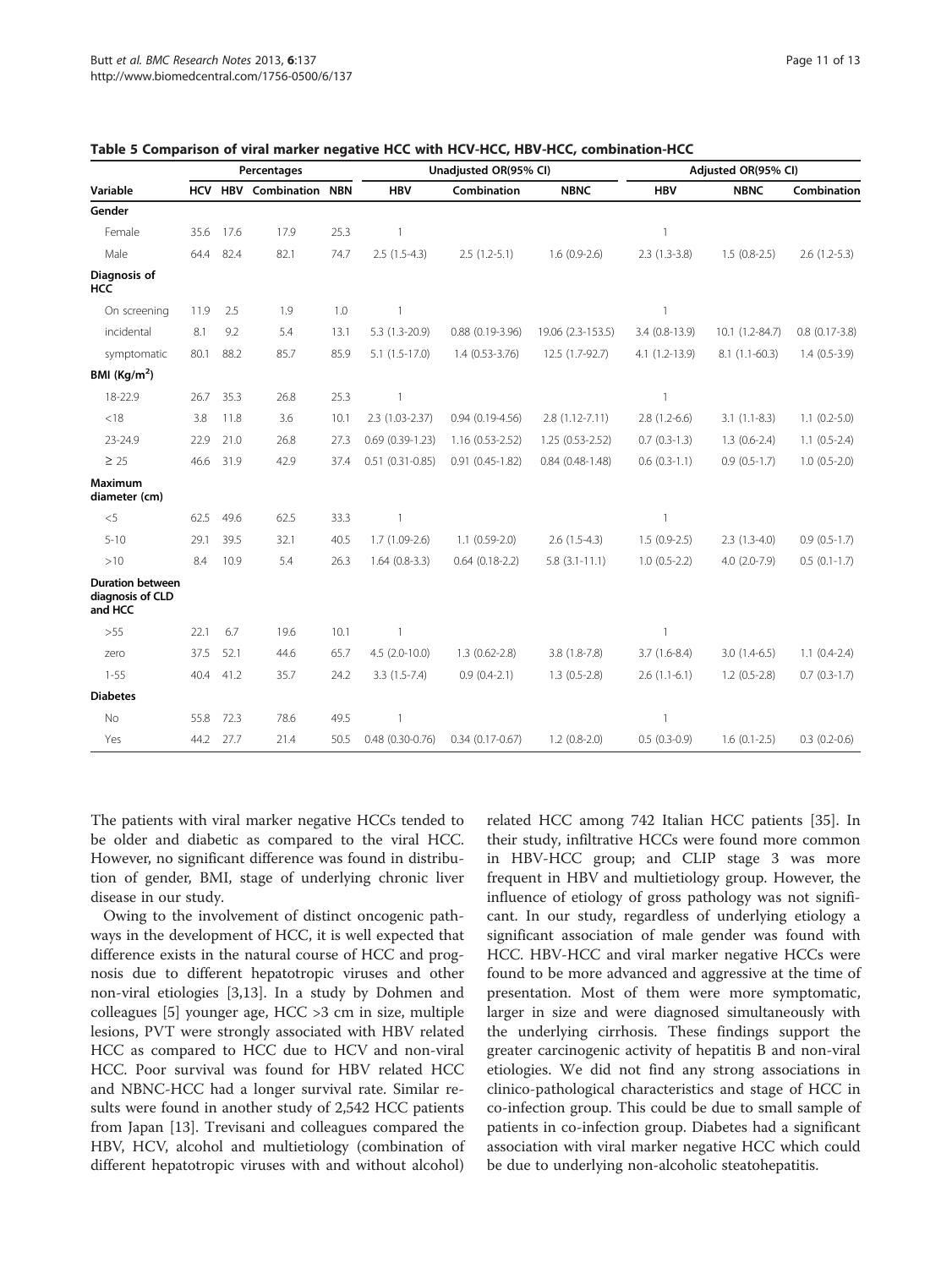**Table 5 Comparison of viral marker negative HCC with HCV-HCC, HBV-HCC, combination-HCC**

| Variable | Percentages | | | | Unadjusted OR(95% CI) | | | Adjusted OR(95% CI) | | |
|---|---|---|---|---|---|---|---|---|---|---|
| | HCV | HBV | Combination | NBN | HBV | Combination | NBNC | HBV | NBNC | Combination |
| **Gender** | | | | | | | | | | |
| Female | 35.6 | 17.6 | 17.9 | 25.3 | 1 | | | 1 | | |
| Male | 64.4 | 82.4 | 82.1 | 74.7 | 2.5 (1.5-4.3) | 2.5 (1.2-5.1) | 1.6 (0.9-2.6) | 2.3 (1.3-3.8) | 1.5 (0.8-2.5) | 2.6 (1.2-5.3) |
| **Diagnosis of HCC** | | | | | | | | | | |
| On screening | 11.9 | 2.5 | 1.9 | 1.0 | 1 | | | 1 | | |
| incidental | 8.1 | 9.2 | 5.4 | 13.1 | 5.3 (1.3-20.9) | 0.88 (0.19-3.96) | 19.06 (2.3-153.5) | 3.4 (0.8-13.9) | 10.1 (1.2-84.7) | 0.8 (0.17-3.8) |
| symptomatic | 80.1 | 88.2 | 85.7 | 85.9 | 5.1 (1.5-17.0) | 1.4 (0.53-3.76) | 12.5 (1.7-92.7) | 4.1 (1.2-13.9) | 8.1 (1.1-60.3) | 1.4 (0.5-3.9) |
| **BMI (Kg/m$^2$)** | | | | | | | | | | |
| 18-22.9 | 26.7 | 35.3 | 26.8 | 25.3 | 1 | | | 1 | | |
| <18 | 3.8 | 11.8 | 3.6 | 10.1 | 2.3 (1.03-2.37) | 0.94 (0.19-4.56) | 2.8 (1.12-7.11) | 2.8 (1.2-6.6) | 3.1 (1.1-8.3) | 1.1 (0.2-5.0) |
| 23-24.9 | 22.9 | 21.0 | 26.8 | 27.3 | 0.69 (0.39-1.23) | 1.16 (0.53-2.52) | 1.25 (0.53-2.52) | 0.7 (0.3-1.3) | 1.3 (0.6-2.4) | 1.1 (0.5-2.4) |
| ≥ 25 | 46.6 | 31.9 | 42.9 | 37.4 | 0.51 (0.31-0.85) | 0.91 (0.45-1.82) | 0.84 (0.48-1.48) | 0.6 (0.3-1.1) | 0.9 (0.5-1.7) | 1.0 (0.5-2.0) |
| **Maximum diameter (cm)** | | | | | | | | | | |
| <5 | 62.5 | 49.6 | 62.5 | 33.3 | 1 | | | 1 | | |
| 5-10 | 29.1 | 39.5 | 32.1 | 40.5 | 1.7 (1.09-2.6) | 1.1 (0.59-2.0) | 2.6 (1.5-4.3) | 1.5 (0.9-2.5) | 2.3 (1.3-4.0) | 0.9 (0.5-1.7) |
| >10 | 8.4 | 10.9 | 5.4 | 26.3 | 1.64 (0.8-3.3) | 0.64 (0.18-2.2) | 5.8 (3.1-11.1) | 1.0 (0.5-2.2) | 4.0 (2.0-7.9) | 0.5 (0.1-1.7) |
| **Duration between diagnosis of CLD and HCC** | | | | | | | | | | |
| >55 | 22.1 | 6.7 | 19.6 | 10.1 | 1 | | | 1 | | |
| zero | 37.5 | 52.1 | 44.6 | 65.7 | 4.5 (2.0-10.0) | 1.3 (0.62-2.8) | 3.8 (1.8-7.8) | 3.7 (1.6-8.4) | 3.0 (1.4-6.5) | 1.1 (0.4-2.4) |
| 1-55 | 40.4 | 41.2 | 35.7 | 24.2 | 3.3 (1.5-7.4) | 0.9 (0.4-2.1) | 1.3 (0.5-2.8) | 2.6 (1.1-6.1) | 1.2 (0.5-2.8) | 0.7 (0.3-1.7) |
| **Diabetes** | | | | | | | | | | |
| No | 55.8 | 72.3 | 78.6 | 49.5 | 1 | | | 1 | | |
| Yes | 44.2 | 27.7 | 21.4 | 50.5 | 0.48 (0.30-0.76) | 0.34 (0.17-0.67) | 1.2 (0.8-2.0) | 0.5 (0.3-0.9) | 1.6 (0.1-2.5) | 0.3 (0.2-0.6) |

The patients with viral marker negative HCCs tended to be older and diabetic as compared to the viral HCC. However, no significant difference was found in distribution of gender, BMI, stage of underlying chronic liver disease in our study.

Owing to the involvement of distinct oncogenic pathways in the development of HCC, it is well expected that difference exists in the natural course of HCC and prognosis due to different hepatotropic viruses and other non-viral etiologies [3,13]. In a study by Dohmen and colleagues [5] younger age, HCC >3 cm in size, multiple lesions, PVT were strongly associated with HBV related HCC as compared to HCC due to HCV and non-viral HCC. Poor survival was found for HBV related HCC and NBNC-HCC had a longer survival rate. Similar results were found in another study of 2,542 HCC patients from Japan [13]. Trevisani and colleagues compared the HBV, HCV, alcohol and multietiology (combination of different hepatotropic viruses with and without alcohol) related HCC among 742 Italian HCC patients [35]. In their study, infiltrative HCCs were found more common in HBV-HCC group; and CLIP stage 3 was more frequent in HBV and multietiology group. However, the influence of etiology of gross pathology was not significant. In our study, regardless of underlying etiology a significant association of male gender was found with HCC. HBV-HCC and viral marker negative HCCs were found to be more advanced and aggressive at the time of presentation. Most of them were more symptomatic, larger in size and were diagnosed simultaneously with the underlying cirrhosis. These findings support the greater carcinogenic activity of hepatitis B and non-viral etiologies. We did not find any strong associations in clinico-pathological characteristics and stage of HCC in co-infection group. This could be due to small sample of patients in co-infection group. Diabetes had a significant association with viral marker negative HCC which could be due to underlying non-alcoholic steatohepatitis.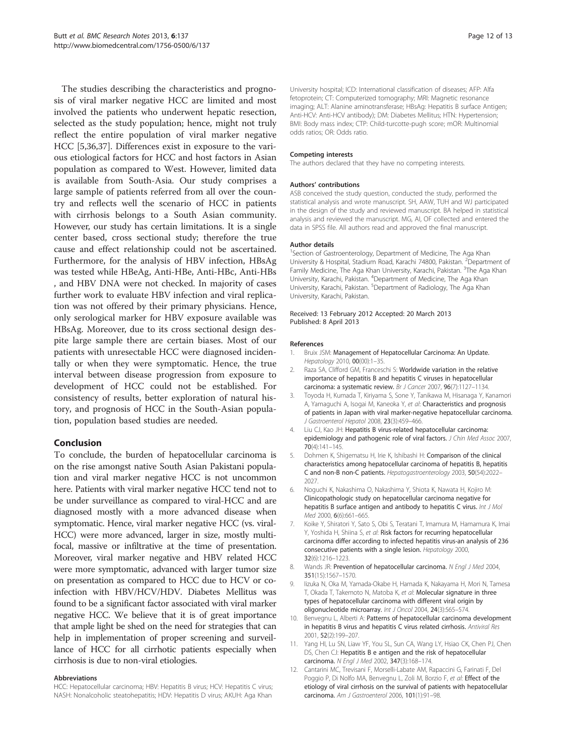The studies describing the characteristics and prognosis of viral marker negative HCC are limited and most involved the patients who underwent hepatic resection, selected as the study population; hence, might not truly reflect the entire population of viral marker negative HCC [5,36,37]. Differences exist in exposure to the various etiological factors for HCC and host factors in Asian population as compared to West. However, limited data is available from South-Asia. Our study comprises a large sample of patients referred from all over the country and reflects well the scenario of HCC in patients with cirrhosis belongs to a South Asian community. However, our study has certain limitations. It is a single center based, cross sectional study; therefore the true cause and effect relationship could not be ascertained. Furthermore, for the analysis of HBV infection, HBsAg was tested while HBeAg, Anti-HBe, Anti-HBc, Anti-HBs , and HBV DNA were not checked. In majority of cases further work to evaluate HBV infection and viral replication was not offered by their primary physicians. Hence, only serological marker for HBV exposure available was HBsAg. Moreover, due to its cross sectional design despite large sample there are certain biases. Most of our patients with unresectable HCC were diagnosed incidentally or when they were symptomatic. Hence, the true interval between disease progression from exposure to development of HCC could not be established. For consistency of results, better exploration of natural history, and prognosis of HCC in the South-Asian population, population based studies are needed.

## Conclusion

To conclude, the burden of hepatocellular carcinoma is on the rise amongst native South Asian Pakistani population and viral marker negative HCC is not uncommon here. Patients with viral marker negative HCC tend not to be under surveillance as compared to viral-HCC and are diagnosed mostly with a more advanced disease when symptomatic. Hence, viral marker negative HCC (vs. viral-HCC) were more advanced, larger in size, mostly multifocal, massive or infiltrative at the time of presentation. Moreover, viral marker negative and HBV related HCC were more symptomatic, advanced with larger tumor size on presentation as compared to HCC due to HCV or co-infection with HBV/HCV/HDV. Diabetes Mellitus was found to be a significant factor associated with viral marker negative HCC. We believe that it is of great importance that ample light be shed on the need for strategies that can help in implementation of proper screening and surveillance of HCC for all cirrhotic patients especially when cirrhosis is due to non-viral etiologies.

#### Abbreviations

HCC: Hepatocellular carcinoma; HBV: Hepatitis B virus; HCV: Hepatitis C virus; NASH: Nonalcoholic steatohepatitis; HDV: Hepatitis D virus; AKUH: Aga Khan University hospital; ICD: International classification of diseases; AFP: Alfa fetoprotein; CT: Computerized tomography; MRI: Magnetic resonance imaging; ALT: Alanine aminotransferase; HBsAg: Hepatitis B surface Antigen; Anti-HCV: Anti-HCV antibody); DM: Diabetes Mellitus; HTN: Hypertension; BMI: Body mass index; CTP: Child-turcotte-pugh score; mOR: Multinomial odds ratios; OR: Odds ratio.

#### Competing interests

The authors declared that they have no competing interests.

#### Authors' contributions

ASB conceived the study question, conducted the study, performed the statistical analysis and wrote manuscript. SH, AAW, TUH and WJ participated in the design of the study and reviewed manuscript. BA helped in statistical analysis and reviewed the manuscript. MG, AI, OF collected and entered the data in SPSS file. All authors read and approved the final manuscript.

#### Author details

[1]Section of Gastroenterology, Department of Medicine, The Aga Khan University & Hospital, Stadium Road, Karachi 74800, Pakistan. [2]Department of Family Medicine, The Aga Khan University, Karachi, Pakistan. [3]The Aga Khan University, Karachi, Pakistan. [4]Department of Medicine, The Aga Khan University, Karachi, Pakistan. [5]Department of Radiology, The Aga Khan University, Karachi, Pakistan.

Received: 13 February 2012 Accepted: 20 March 2013
Published: 8 April 2013

#### References

1. Bruix JSM: **Management of Hepatocellular Carcinoma: An Update.** *Hepatology* 2010, **00**(00):1–35.
2. Raza SA, Clifford GM, Franceschi S: **Worldwide variation in the relative importance of hepatitis B and hepatitis C viruses in hepatocellular carcinoma: a systematic review.** *Br J Cancer* 2007, **96**(7):1127–1134.
3. Toyoda H, Kumada T, Kiriyama S, Sone Y, Tanikawa M, Hisanaga Y, Kanamori A, Yamaguchi A, Isogai M, Kaneoka Y, *et al*: **Characteristics and prognosis of patients in Japan with viral marker-negative hepatocellular carcinoma.** *J Gastroenterol Hepatol* 2008, **23**(3):459–466.
4. Liu CJ, Kao JH: **Hepatitis B virus-related hepatocellular carcinoma: epidemiology and pathogenic role of viral factors.** *J Chin Med Assoc* 2007, **70**(4):141–145.
5. Dohmen K, Shigematsu H, Irie K, Ishibashi H: **Comparison of the clinical characteristics among hepatocellular carcinoma of hepatitis B, hepatitis C and non-B non-C patients.** *Hepatogastroenterology* 2003, **50**(54):2022–2027.
6. Noguchi K, Nakashima O, Nakashima Y, Shiota K, Nawata H, Kojiro M: **Clinicopathologic study on hepatocellular carcinoma negative for hepatitis B surface antigen and antibody to hepatitis C virus.** *Int J Mol Med* 2000, **6**(6):661–665.
7. Koike Y, Shiratori Y, Sato S, Obi S, Teratani T, Imamura M, Hamamura K, Imai Y, Yoshida H, Shiina S, *et al*: **Risk factors for recurring hepatocellular carcinoma differ according to infected hepatitis virus-an analysis of 236 consecutive patients with a single lesion.** *Hepatology* 2000, **32**(6):1216–1223.
8. Wands JR: **Prevention of hepatocellular carcinoma.** *N Engl J Med* 2004, **351**(15):1567–1570.
9. Iizuka N, Oka M, Yamada-Okabe H, Hamada K, Nakayama H, Mori N, Tamesa T, Okada T, Takemoto N, Matoba K, *et al*: **Molecular signature in three types of hepatocellular carcinoma with different viral origin by oligonucleotide microarray.** *Int J Oncol* 2004, **24**(3):565–574.
10. Benvegnu L, Alberti A: **Patterns of hepatocellular carcinoma development in hepatitis B virus and hepatitis C virus related cirrhosis.** *Antiviral Res* 2001, **52**(2):199–207.
11. Yang HI, Lu SN, Liaw YF, You SL, Sun CA, Wang LY, Hsiao CK, Chen PJ, Chen DS, Chen CJ: **Hepatitis B e antigen and the risk of hepatocellular carcinoma.** *N Engl J Med* 2002, **347**(3):168–174.
12. Cantarini MC, Trevisani F, Morselli-Labate AM, Rapaccini G, Farinati F, Del Poggio P, Di Nolfo MA, Benvegnu L, Zoli M, Borzio F, *et al*: **Effect of the etiology of viral cirrhosis on the survival of patients with hepatocellular carcinoma.** *Am J Gastroenterol* 2006, **101**(1):91–98.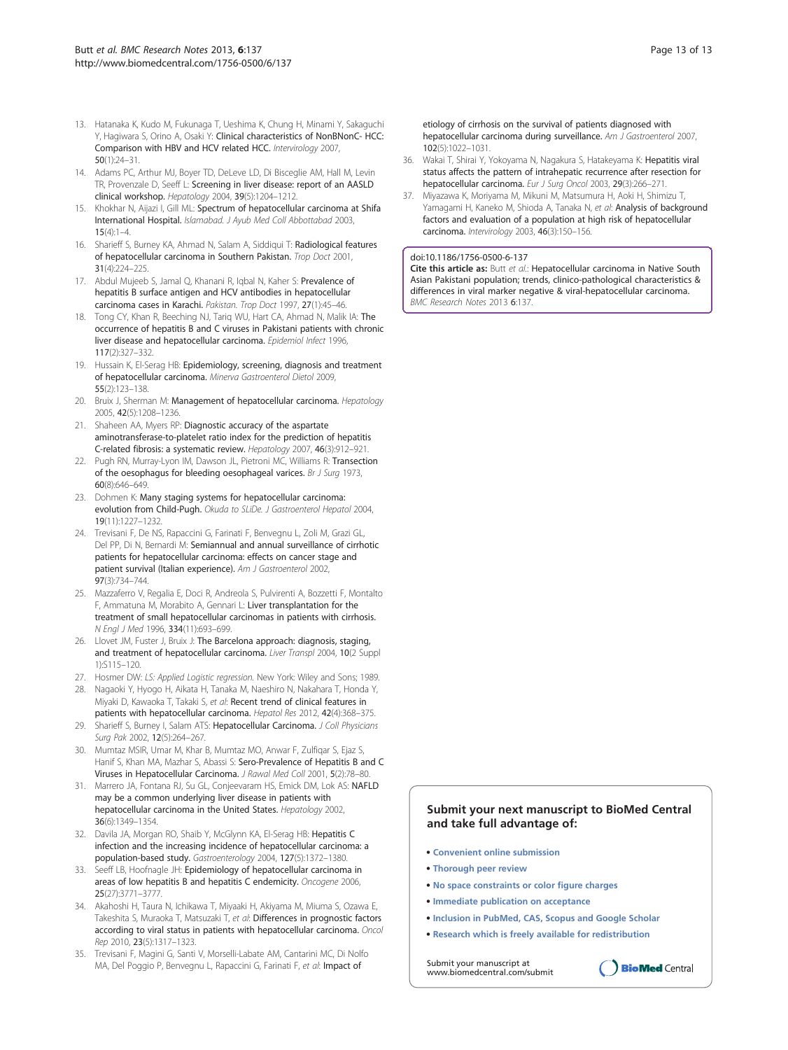13. Hatanaka K, Kudo M, Fukunaga T, Ueshima K, Chung H, Minami Y, Sakaguchi Y, Hagiwara S, Orino A, Osaki Y: **Clinical characteristics of NonBNonC- HCC: Comparison with HBV and HCV related HCC.** *Intervirology* 2007, **50**(1):24–31.
14. Adams PC, Arthur MJ, Boyer TD, DeLeve LD, Di Bisceglie AM, Hall M, Levin TR, Provenzale D, Seeff L: **Screening in liver disease: report of an AASLD clinical workshop.** *Hepatology* 2004, **39**(5):1204–1212.
15. Khokhar N, Aijazi I, Gill ML: **Spectrum of hepatocellular carcinoma at Shifa International Hospital.** *Islamabad. J Ayub Med Coll Abbottabad* 2003, **15**(4):1–4.
16. Sharieff S, Burney KA, Ahmad N, Salam A, Siddiqui T: **Radiological features of hepatocellular carcinoma in Southern Pakistan.** *Trop Doct* 2001, **31**(4):224–225.
17. Abdul Mujeeb S, Jamal Q, Khanani R, Iqbal N, Kaher S: **Prevalence of hepatitis B surface antigen and HCV antibodies in hepatocellular carcinoma cases in Karachi.** *Pakistan. Trop Doct* 1997, **27**(1):45–46.
18. Tong CY, Khan R, Beeching NJ, Tariq WU, Hart CA, Ahmad N, Malik IA: **The occurrence of hepatitis B and C viruses in Pakistani patients with chronic liver disease and hepatocellular carcinoma.** *Epidemiol Infect* 1996, **117**(2):327–332.
19. Hussain K, El-Serag HB: **Epidemiology, screening, diagnosis and treatment of hepatocellular carcinoma.** *Minerva Gastroenterol Dietol* 2009, **55**(2):123–138.
20. Bruix J, Sherman M: **Management of hepatocellular carcinoma.** *Hepatology* 2005, **42**(5):1208–1236.
21. Shaheen AA, Myers RP: **Diagnostic accuracy of the aspartate aminotransferase-to-platelet ratio index for the prediction of hepatitis C-related fibrosis: a systematic review.** *Hepatology* 2007, **46**(3):912–921.
22. Pugh RN, Murray-Lyon IM, Dawson JL, Pietroni MC, Williams R: **Transection of the oesophagus for bleeding oesophageal varices.** *Br J Surg* 1973, **60**(8):646–649.
23. Dohmen K: **Many staging systems for hepatocellular carcinoma: evolution from Child-Pugh.** *Okuda to SLiDe. J Gastroenterol Hepatol* 2004, **19**(11):1227–1232.
24. Trevisani F, De NS, Rapaccini G, Farinati F, Benvegnu L, Zoli M, Grazi GL, Del PP, Di N, Bernardi M: **Semiannual and annual surveillance of cirrhotic patients for hepatocellular carcinoma: effects on cancer stage and patient survival (Italian experience).** *Am J Gastroenterol* 2002, **97**(3):734–744.
25. Mazzaferro V, Regalia E, Doci R, Andreola S, Pulvirenti A, Bozzetti F, Montalto F, Ammatuna M, Morabito A, Gennari L: **Liver transplantation for the treatment of small hepatocellular carcinomas in patients with cirrhosis.** *N Engl J Med* 1996, **334**(11):693–699.
26. Llovet JM, Fuster J, Bruix J: **The Barcelona approach: diagnosis, staging, and treatment of hepatocellular carcinoma.** *Liver Transpl* 2004, **10**(2 Suppl 1):S115–120.
27. Hosmer DW: *LS: Applied Logistic regression.* New York: Wiley and Sons; 1989.
28. Nagaoki Y, Hyogo H, Aikata H, Tanaka M, Naeshiro N, Nakahara T, Honda Y, Miyaki D, Kawaoka T, Takaki S, *et al*: **Recent trend of clinical features in patients with hepatocellular carcinoma.** *Hepatol Res* 2012, **42**(4):368–375.
29. Sharieff S, Burney I, Salam ATS: **Hepatocellular Carcinoma.** *J Coll Physicians Surg Pak* 2002, **12**(5):264–267.
30. Mumtaz MSIR, Umar M, Khar B, Mumtaz MO, Anwar F, Zulfiqar S, Ejaz S, Hanif S, Khan MA, Mazhar S, Abassi S: **Sero-Prevalence of Hepatitis B and C Viruses in Hepatocellular Carcinoma.** *J Rawal Med Coll* 2001, **5**(2):78–80.
31. Marrero JA, Fontana RJ, Su GL, Conjeevaram HS, Emick DM, Lok AS: **NAFLD may be a common underlying liver disease in patients with hepatocellular carcinoma in the United States.** *Hepatology* 2002, **36**(6):1349–1354.
32. Davila JA, Morgan RO, Shaib Y, McGlynn KA, El-Serag HB: **Hepatitis C infection and the increasing incidence of hepatocellular carcinoma: a population-based study.** *Gastroenterology* 2004, **127**(5):1372–1380.
33. Seeff LB, Hoofnagle JH: **Epidemiology of hepatocellular carcinoma in areas of low hepatitis B and hepatitis C endemicity.** *Oncogene* 2006, **25**(27):3771–3777.
34. Akahoshi H, Taura N, Ichikawa T, Miyaaki H, Akiyama M, Miuma S, Ozawa E, Takeshita S, Muraoka T, Matsuzaki T, *et al*: **Differences in prognostic factors according to viral status in patients with hepatocellular carcinoma.** *Oncol Rep* 2010, **23**(5):1317–1323.
35. Trevisani F, Magini G, Santi V, Morselli-Labate AM, Cantarini MC, Di Nolfo MA, Del Poggio P, Benvegnu L, Rapaccini G, Farinati F, *et al*: **Impact of etiology of cirrhosis on the survival of patients diagnosed with hepatocellular carcinoma during surveillance.** *Am J Gastroenterol* 2007, **102**(5):1022–1031.
36. Wakai T, Shirai Y, Yokoyama N, Nagakura S, Hatakeyama K: **Hepatitis viral status affects the pattern of intrahepatic recurrence after resection for hepatocellular carcinoma.** *Eur J Surg Oncol* 2003, **29**(3):266–271.
37. Miyazawa K, Moriyama M, Mikuni M, Matsumura H, Aoki H, Shimizu T, Yamagami H, Kaneko M, Shioda A, Tanaka N, *et al*: **Analysis of background factors and evaluation of a population at high risk of hepatocellular carcinoma.** *Intervirology* 2003, **46**(3):150–156.

doi:10.1186/1756-0500-6-137

**Cite this article as:** Butt *et al.*: Hepatocellular carcinoma in Native South Asian Pakistani population; trends, clinico-pathological characteristics & differences in viral marker negative & viral-hepatocellular carcinoma. *BMC Research Notes* 2013 **6**:137.

**Submit your next manuscript to BioMed Central and take full advantage of:**

- **Convenient online submission**
- **Thorough peer review**
- **No space constraints or color figure charges**
- **Immediate publication on acceptance**
- **Inclusion in PubMed, CAS, Scopus and Google Scholar**
- **Research which is freely available for redistribution**

Submit your manuscript at www.biomedcentral.com/submit

BioMed Central